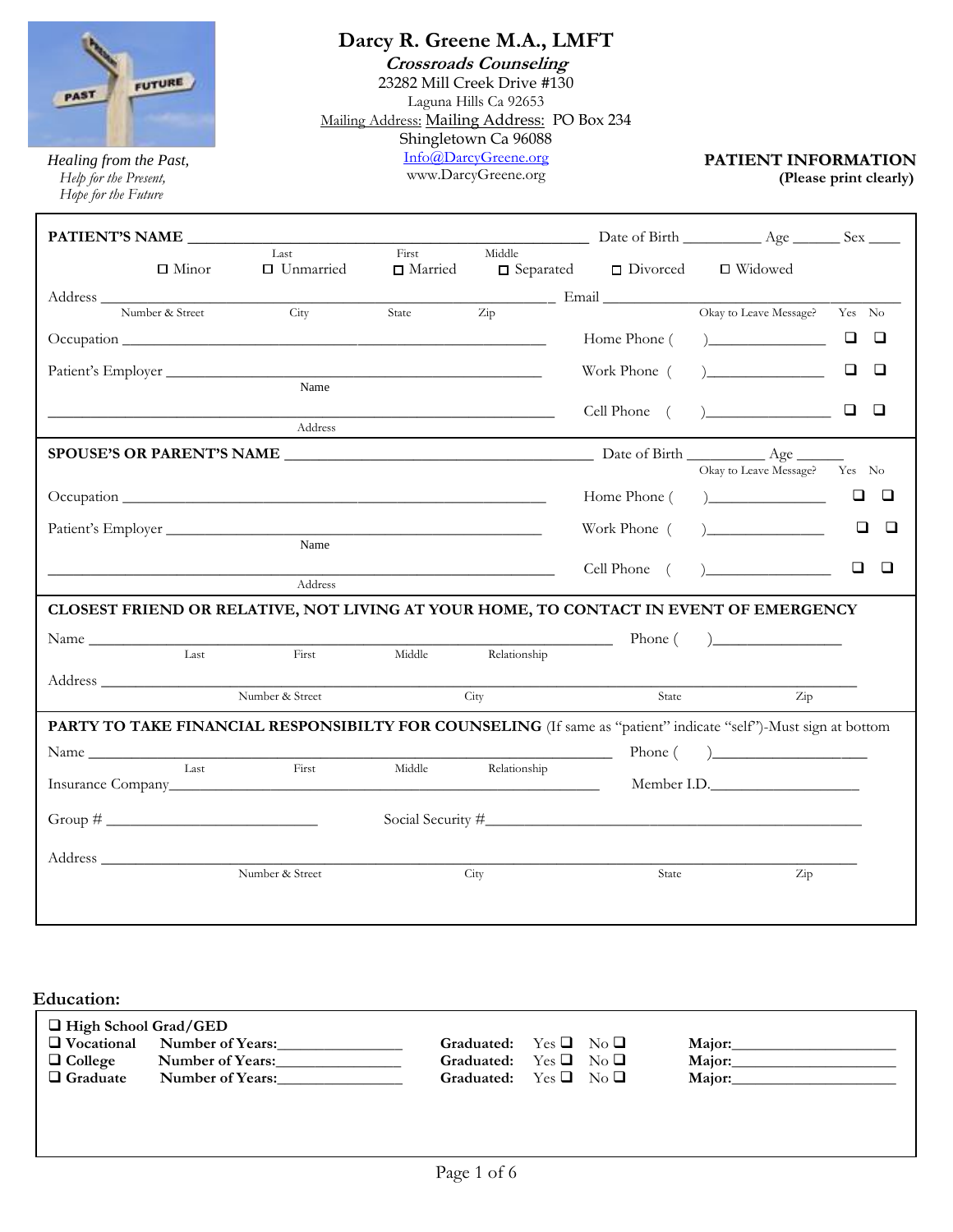# Darcy R. Greene M.A., LMFT

***Crossroads Counseling***

23282 Mill Creek Drive #130
Laguna Hills Ca 92653
Mailing Address: Mailing Address: PO Box 234
Shingletown Ca 96088
Info@DarcyGreene.org
www.DarcyGreene.org

*Healing from the Past,*
*Help for the Present,*
*Hope for the Future*

**PATIENT INFORMATION**
**(Please print clearly)**

**PATIENT'S NAME** ________________________________ Date of Birth __________ Age ______ Sex ____
Last First Middle

☐ Minor ☐ Unmarried ☐ Married ☐ Separated ☐ Divorced ☐ Widowed

Address ______________________________________________ Email ______________________________
Number & Street City State Zip

Okay to Leave Message? Yes No

Occupation ________________________________________ Home Phone ( )_______________ ☐ ☐

Patient's Employer __________________________________ Work Phone ( )_______________ ☐ ☐
Name

____________________________________________________ Cell Phone ( )_______________ ☐ ☐
Address

**SPOUSE'S OR PARENT'S NAME** ______________________________ Date of Birth __________ Age ______

Okay to Leave Message? Yes No

Occupation ________________________________________ Home Phone ( )_______________ ☐ ☐

Patient's Employer __________________________________ Work Phone ( )_______________ ☐ ☐
Name

____________________________________________________ Cell Phone ( )_______________ ☐ ☐
Address

**CLOSEST FRIEND OR RELATIVE, NOT LIVING AT YOUR HOME, TO CONTACT IN EVENT OF EMERGENCY**

Name ______________________________________________ Phone ( )_______________
Last First Middle Relationship

Address ______________________________________________________________________
Number & Street City State Zip

**PARTY TO TAKE FINANCIAL RESPONSIBILTY FOR COUNSELING** (If same as "patient" indicate "self")-Must sign at bottom

Name ______________________________________________ Phone ( )_______________
Last First Middle Relationship

Insurance Company________________________________________ Member I.D.__________________

Group # __________________________ Social Security #______________________________________

Address ______________________________________________________________________
Number & Street City State Zip

## Education:

☐ **High School Grad/GED**

| | | | |
|---|---|---|---|
| ☐ **Vocational** | **Number of Years:**________________ | **Graduated:** Yes ☐ No ☐ | **Major:**_____________________ |
| ☐ **College** | **Number of Years:**________________ | **Graduated:** Yes ☐ No ☐ | **Major:**_____________________ |
| ☐ **Graduate** | **Number of Years:**________________ | **Graduated:** Yes ☐ No ☐ | **Major:**_____________________ |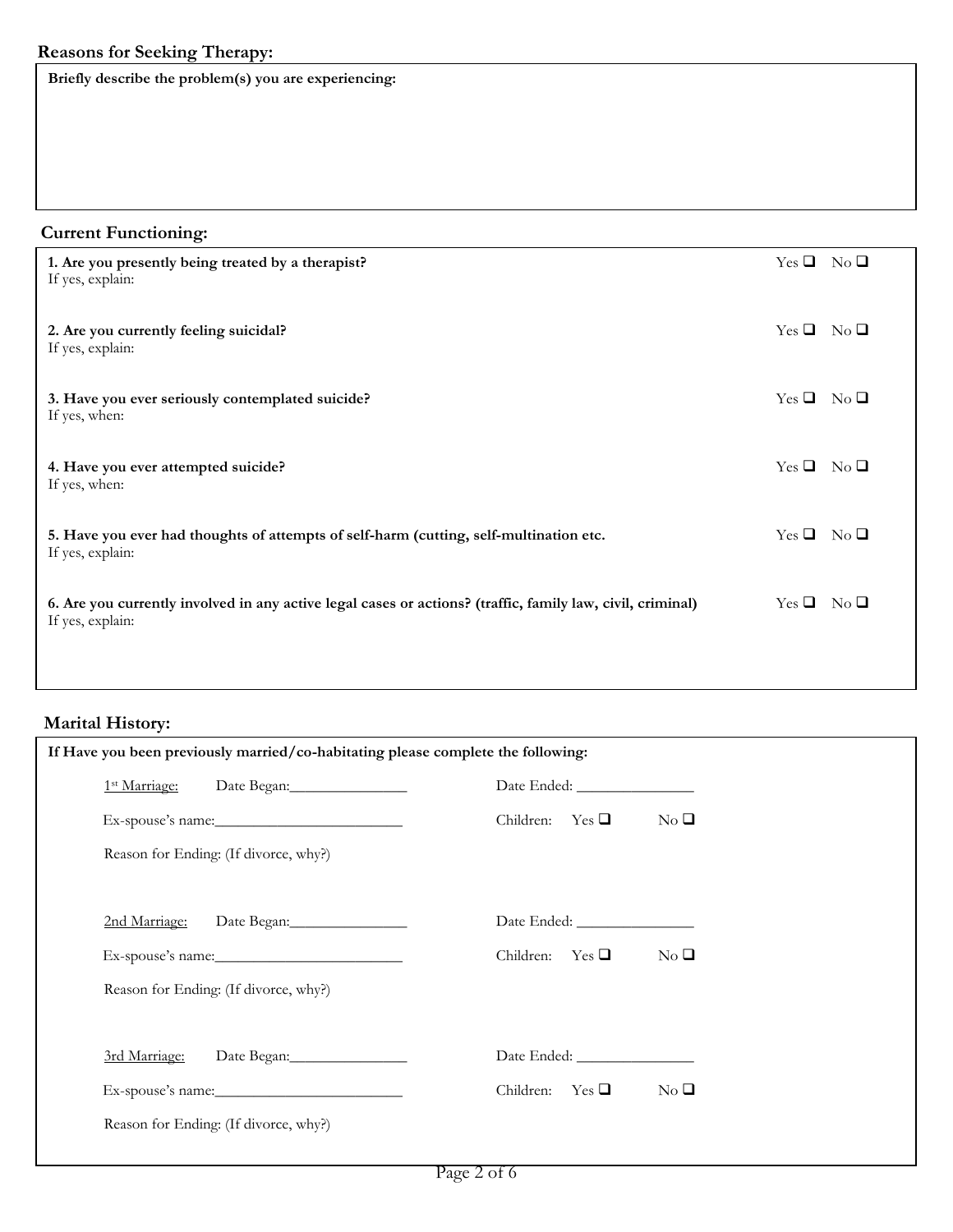## Reasons for Seeking Therapy:

**Briefly describe the problem(s) you are experiencing:**

## Current Functioning:

**1. Are you presently being treated by a therapist?** Yes ❑ No ❑
If yes, explain:

**2. Are you currently feeling suicidal?** Yes ❑ No ❑
If yes, explain:

**3. Have you ever seriously contemplated suicide?** Yes ❑ No ❑
If yes, when:

**4. Have you ever attempted suicide?** Yes ❑ No ❑
If yes, when:

**5. Have you ever had thoughts of attempts of self-harm (cutting, self-multination etc.** Yes ❑ No ❑
If yes, explain:

**6. Are you currently involved in any active legal cases or actions? (traffic, family law, civil, criminal)** Yes ❑ No ❑
If yes, explain:

## Marital History:

**If Have you been previously married/co-habitating please complete the following:**

1st Marriage: Date Began:_______________ Date Ended: _______________

Ex-spouse's name:________________________ Children: Yes ❑ No ❑

Reason for Ending: (If divorce, why?)

2nd Marriage: Date Began:_______________ Date Ended: _______________

Ex-spouse's name:________________________ Children: Yes ❑ No ❑

Reason for Ending: (If divorce, why?)

3rd Marriage: Date Began:_______________ Date Ended: _______________

Ex-spouse's name:________________________ Children: Yes ❑ No ❑

Reason for Ending: (If divorce, why?)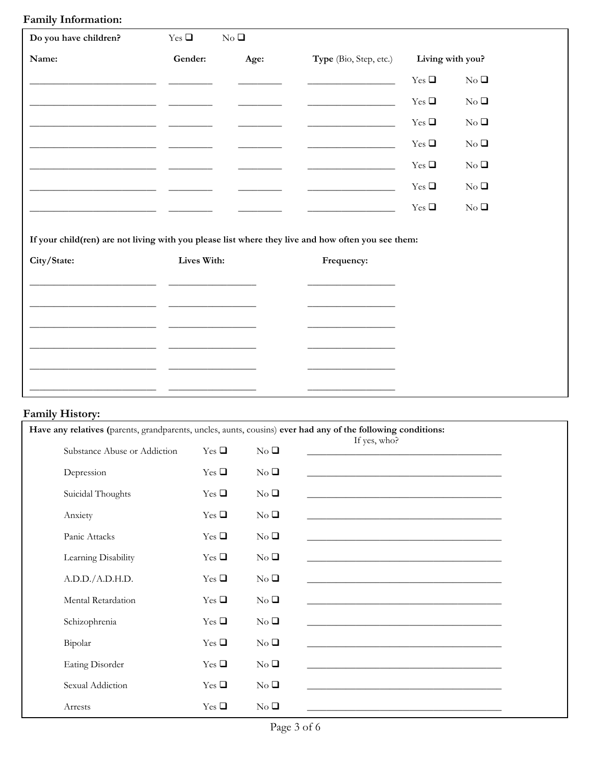## Family Information:

**Do you have children?** Yes ❑ No ❑

| **Name:** | **Gender:** | **Age:** | **Type** (Bio, Step, etc.) | **Living with you?** | |
|---|---|---|---|---|---|
| ___________________________ | _________ | _________ | ___________________ | Yes ❑ | No ❑ |
| ___________________________ | _________ | _________ | ___________________ | Yes ❑ | No ❑ |
| ___________________________ | _________ | _________ | ___________________ | Yes ❑ | No ❑ |
| ___________________________ | _________ | _________ | ___________________ | Yes ❑ | No ❑ |
| ___________________________ | _________ | _________ | ___________________ | Yes ❑ | No ❑ |
| ___________________________ | _________ | _________ | ___________________ | Yes ❑ | No ❑ |
| ___________________________ | _________ | _________ | ___________________ | Yes ❑ | No ❑ |

**If your child(ren) are not living with you please list where they live and how often you see them:**

| **City/State:** | **Lives With:** | **Frequency:** |
|---|---|---|
| ___________________________ | ___________________ | ___________________ |
| ___________________________ | ___________________ | ___________________ |
| ___________________________ | ___________________ | ___________________ |
| ___________________________ | ___________________ | ___________________ |
| ___________________________ | ___________________ | ___________________ |
| ___________________________ | ___________________ | ___________________ |

## Family History:

**Have any relatives (**parents, grandparents, uncles, aunts, cousins) **ever had any of the following conditions:**

| | | | If yes, who? |
|---|---|---|---|
| Substance Abuse or Addiction | Yes ❑ | No ❑ | __________________________________________ |
| Depression | Yes ❑ | No ❑ | __________________________________________ |
| Suicidal Thoughts | Yes ❑ | No ❑ | __________________________________________ |
| Anxiety | Yes ❑ | No ❑ | __________________________________________ |
| Panic Attacks | Yes ❑ | No ❑ | __________________________________________ |
| Learning Disability | Yes ❑ | No ❑ | __________________________________________ |
| A.D.D./A.D.H.D. | Yes ❑ | No ❑ | __________________________________________ |
| Mental Retardation | Yes ❑ | No ❑ | __________________________________________ |
| Schizophrenia | Yes ❑ | No ❑ | __________________________________________ |
| Bipolar | Yes ❑ | No ❑ | __________________________________________ |
| Eating Disorder | Yes ❑ | No ❑ | __________________________________________ |
| Sexual Addiction | Yes ❑ | No ❑ | __________________________________________ |
| Arrests | Yes ❑ | No ❑ | __________________________________________ |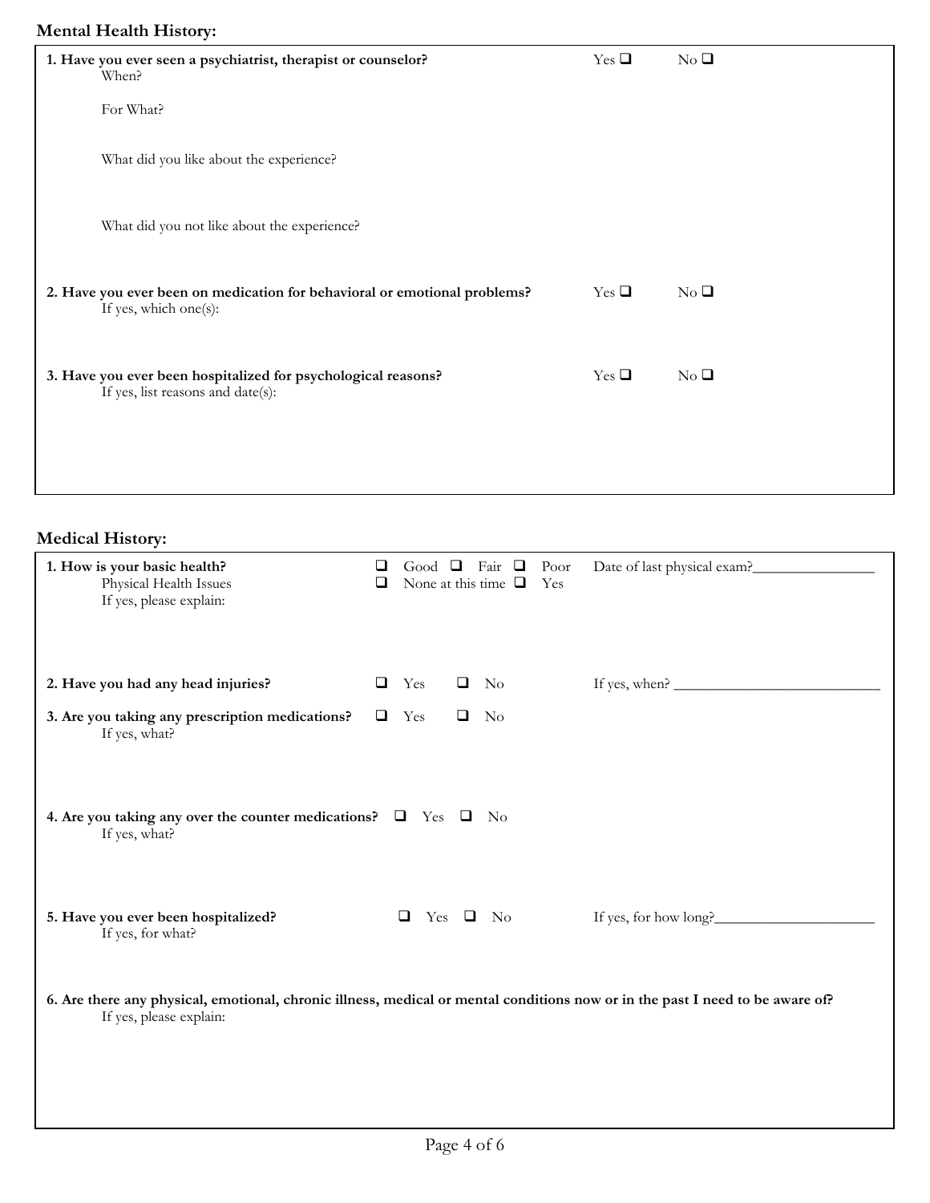## Mental Health History:

**1. Have you ever seen a psychiatrist, therapist or counselor?** Yes ☐ No ☐

When?

For What?

What did you like about the experience?

What did you not like about the experience?

**2. Have you ever been on medication for behavioral or emotional problems?** Yes ☐ No ☐

If yes, which one(s):

**3. Have you ever been hospitalized for psychological reasons?** Yes ☐ No ☐

If yes, list reasons and date(s):

## Medical History:

**1. How is your basic health?** ☐ Good ☐ Fair ☐ Poor Date of last physical exam?________________

Physical Health Issues ☐ None at this time ☐ Yes

If yes, please explain:

**2. Have you had any head injuries?** ☐ Yes ☐ No If yes, when? ____________________________

**3. Are you taking any prescription medications?** ☐ Yes ☐ No

If yes, what?

**4. Are you taking any over the counter medications?** ☐ Yes ☐ No

If yes, what?

**5. Have you ever been hospitalized?** ☐ Yes ☐ No If yes, for how long?______________________

If yes, for what?

**6. Are there any physical, emotional, chronic illness, medical or mental conditions now or in the past I need to be aware of?**

If yes, please explain: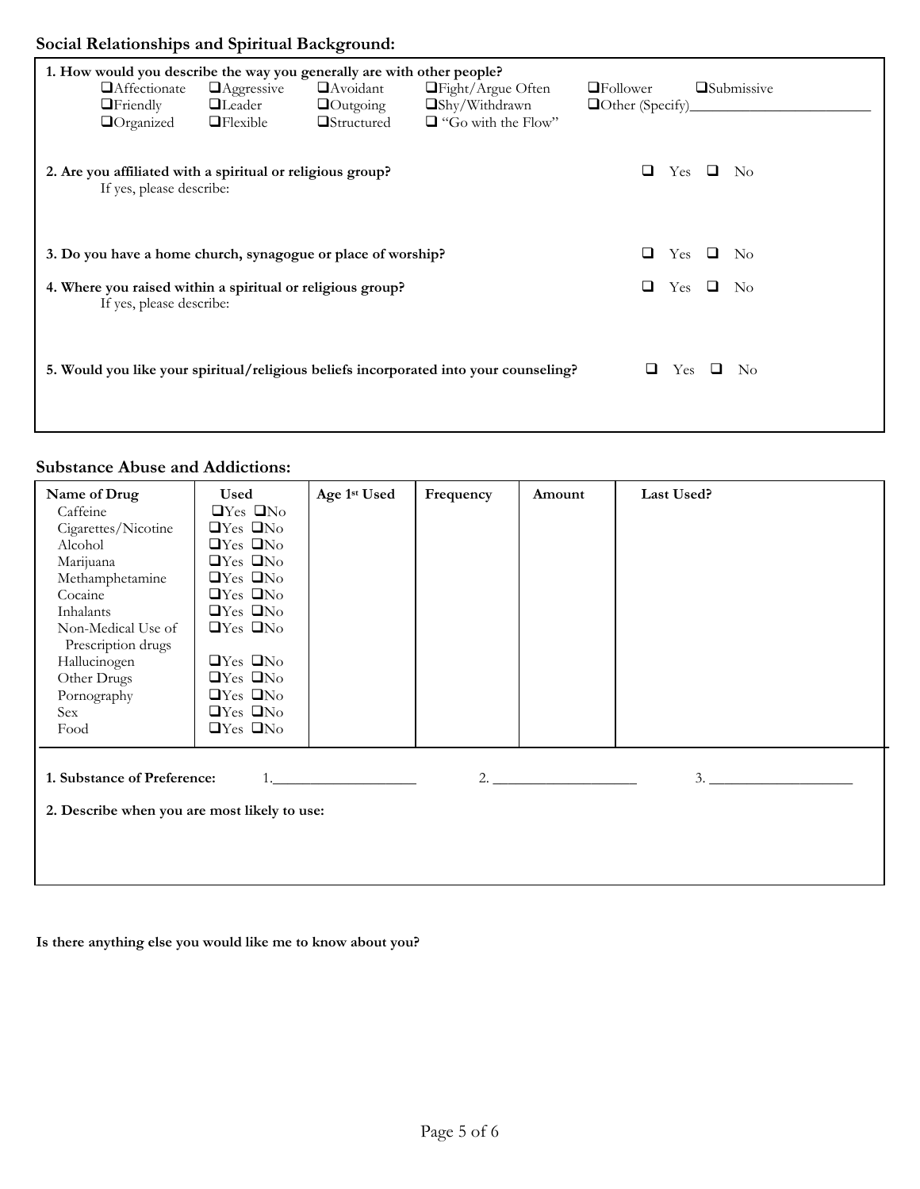## Social Relationships and Spiritual Background:

**1. How would you describe the way you generally are with other people?**

❑Affectionate ❑Aggressive ❑Avoidant ❑Fight/Argue Often ❑Follower ❑Submissive
❑Friendly ❑Leader ❑Outgoing ❑Shy/Withdrawn ❑Other (Specify)________________________
❑Organized ❑Flexible ❑Structured ❑ "Go with the Flow"

**2. Are you affiliated with a spiritual or religious group?** ❑ Yes ❑ No

If yes, please describe:

**3. Do you have a home church, synagogue or place of worship?** ❑ Yes ❑ No

**4. Where you raised within a spiritual or religious group?** ❑ Yes ❑ No

If yes, please describe:

**5. Would you like your spiritual/religious beliefs incorporated into your counseling?** ❑ Yes ❑ No

## Substance Abuse and Addictions:

| Name of Drug | Used | Age 1st Used | Frequency | Amount | Last Used? |
|---|---|---|---|---|---|
| Caffeine | ❑Yes ❑No | | | | |
| Cigarettes/Nicotine | ❑Yes ❑No | | | | |
| Alcohol | ❑Yes ❑No | | | | |
| Marijuana | ❑Yes ❑No | | | | |
| Methamphetamine | ❑Yes ❑No | | | | |
| Cocaine | ❑Yes ❑No | | | | |
| Inhalants | ❑Yes ❑No | | | | |
| Non-Medical Use of Prescription drugs | ❑Yes ❑No | | | | |
| Hallucinogen | ❑Yes ❑No | | | | |
| Other Drugs | ❑Yes ❑No | | | | |
| Pornography | ❑Yes ❑No | | | | |
| Sex | ❑Yes ❑No | | | | |
| Food | ❑Yes ❑No | | | | |

**1. Substance of Preference:** 1.___________________ 2. ___________________ 3. ___________________

**2. Describe when you are most likely to use:**

**Is there anything else you would like me to know about you?**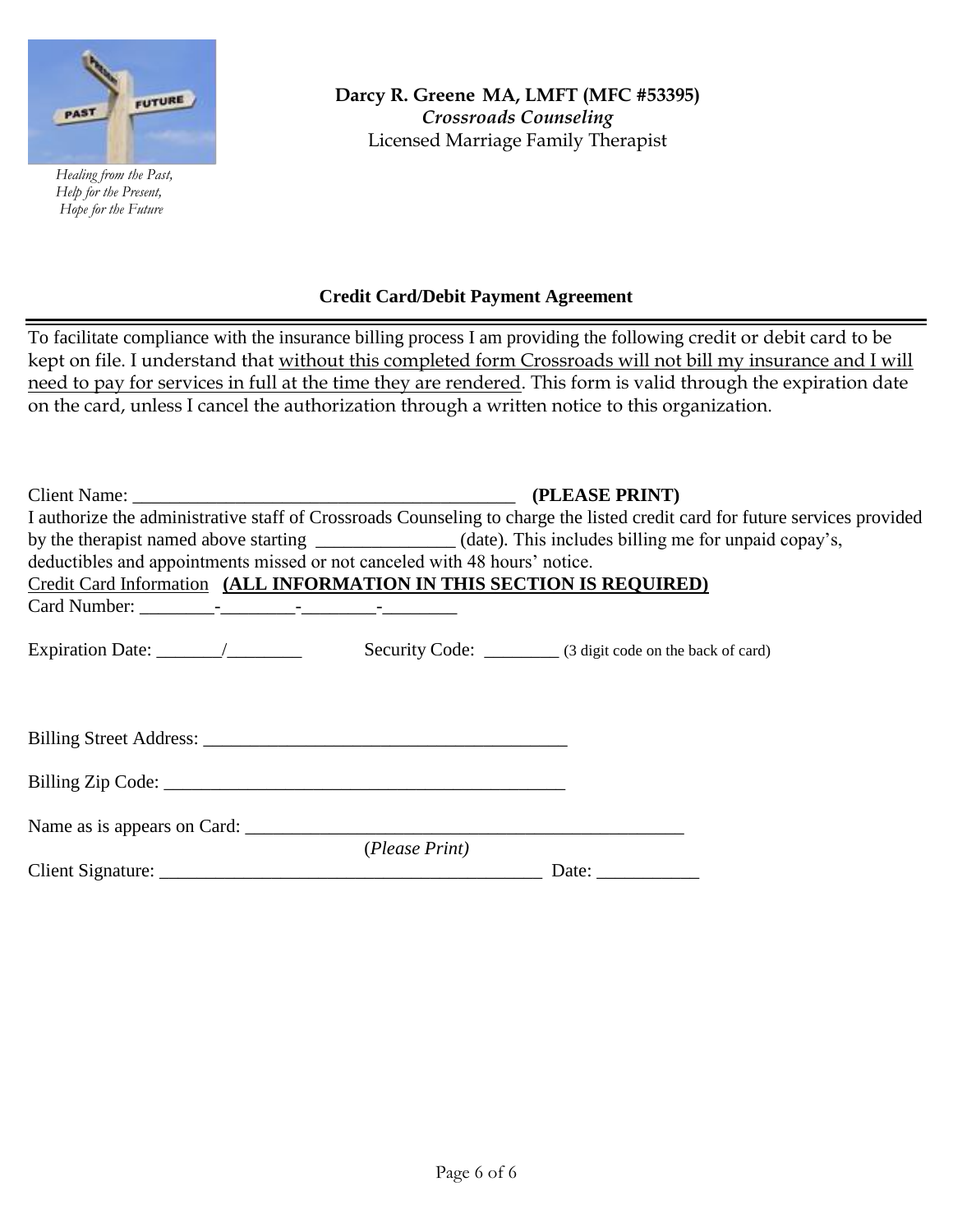*Healing from the Past,*
*Help for the Present,*
*Hope for the Future*

**Darcy R. Greene MA, LMFT (MFC #53395)**
***Crossroads Counseling***
Licensed Marriage Family Therapist

## Credit Card/Debit Payment Agreement

To facilitate compliance with the insurance billing process I am providing the following credit or debit card to be kept on file. I understand that without this completed form Crossroads will not bill my insurance and I will need to pay for services in full at the time they are rendered. This form is valid through the expiration date on the card, unless I cancel the authorization through a written notice to this organization.

Client Name: ________________________________________ **(PLEASE PRINT)**

I authorize the administrative staff of Crossroads Counseling to charge the listed credit card for future services provided by the therapist named above starting _______________ (date). This includes billing me for unpaid copay's, deductibles and appointments missed or not canceled with 48 hours' notice.

Credit Card Information **(ALL INFORMATION IN THIS SECTION IS REQUIRED)**

Card Number: ________-________-________-________

Expiration Date: _______/________ Security Code: ________ (3 digit code on the back of card)

Billing Street Address: ________________________________________

Billing Zip Code: ____________________________________________

Name as is appears on Card: ________________________________________________
(*Please Print)*

Client Signature: _________________________________________ Date: ___________